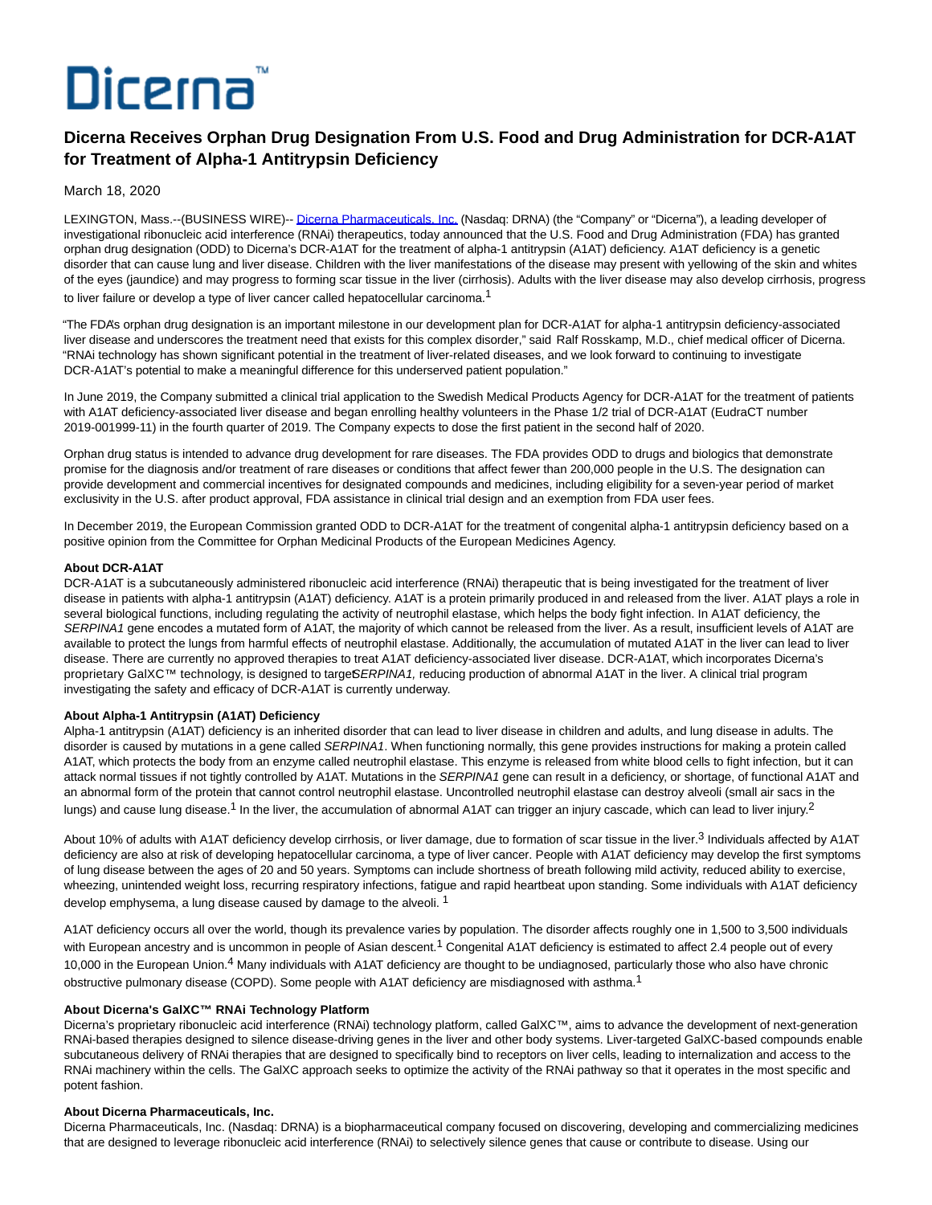# Dicerna Receives Orphan Drug Designation From U.S. Food and Drug Administration for DCR-A1AT for Treatment of Alpha-1 Antitrypsin Deficiency

March 18, 2020

LEXINGTON, Mass.--(BUSINESS WIRE)-- Dicerna Pharmaceuticals, Inc. (Nasdaq: DRNA) (the "Company" or "Dicerna"), a leading developer of investigational ribonucleic acid interference (RNAi) therapeutics, today announced that the U.S. Food and Drug Administration (FDA) has granted orphan drug designation (ODD) to Dicerna's DCR-A1AT for the treatment of alpha-1 antitrypsin (A1AT) deficiency. A1AT deficiency is a genetic disorder that can cause lung and liver disease. Children with the liver manifestations of the disease may present with yellowing of the skin and whites of the eyes (jaundice) and may progress to forming scar tissue in the liver (cirrhosis). Adults with the liver disease may also develop cirrhosis, progress to liver failure or develop a type of liver cancer called hepatocellular carcinoma.[1]

"The FDA's orphan drug designation is an important milestone in our development plan for DCR-A1AT for alpha-1 antitrypsin deficiency-associated liver disease and underscores the treatment need that exists for this complex disorder," said Ralf Rosskamp, M.D., chief medical officer of Dicerna. "RNAi technology has shown significant potential in the treatment of liver-related diseases, and we look forward to continuing to investigate DCR-A1AT's potential to make a meaningful difference for this underserved patient population."

In June 2019, the Company submitted a clinical trial application to the Swedish Medical Products Agency for DCR-A1AT for the treatment of patients with A1AT deficiency-associated liver disease and began enrolling healthy volunteers in the Phase 1/2 trial of DCR-A1AT (EudraCT number 2019-001999-11) in the fourth quarter of 2019. The Company expects to dose the first patient in the second half of 2020.

Orphan drug status is intended to advance drug development for rare diseases. The FDA provides ODD to drugs and biologics that demonstrate promise for the diagnosis and/or treatment of rare diseases or conditions that affect fewer than 200,000 people in the U.S. The designation can provide development and commercial incentives for designated compounds and medicines, including eligibility for a seven-year period of market exclusivity in the U.S. after product approval, FDA assistance in clinical trial design and an exemption from FDA user fees.

In December 2019, the European Commission granted ODD to DCR-A1AT for the treatment of congenital alpha-1 antitrypsin deficiency based on a positive opinion from the Committee for Orphan Medicinal Products of the European Medicines Agency.

**About DCR-A1AT**

DCR-A1AT is a subcutaneously administered ribonucleic acid interference (RNAi) therapeutic that is being investigated for the treatment of liver disease in patients with alpha-1 antitrypsin (A1AT) deficiency. A1AT is a protein primarily produced in and released from the liver. A1AT plays a role in several biological functions, including regulating the activity of neutrophil elastase, which helps the body fight infection. In A1AT deficiency, the *SERPINA1* gene encodes a mutated form of A1AT, the majority of which cannot be released from the liver. As a result, insufficient levels of A1AT are available to protect the lungs from harmful effects of neutrophil elastase. Additionally, the accumulation of mutated A1AT in the liver can lead to liver disease. There are currently no approved therapies to treat A1AT deficiency-associated liver disease. DCR-A1AT, which incorporates Dicerna's proprietary GalXC™ technology, is designed to target *SERPINA1,* reducing production of abnormal A1AT in the liver. A clinical trial program investigating the safety and efficacy of DCR-A1AT is currently underway.

**About Alpha-1 Antitrypsin (A1AT) Deficiency**

Alpha-1 antitrypsin (A1AT) deficiency is an inherited disorder that can lead to liver disease in children and adults, and lung disease in adults. The disorder is caused by mutations in a gene called *SERPINA1*. When functioning normally, this gene provides instructions for making a protein called A1AT, which protects the body from an enzyme called neutrophil elastase. This enzyme is released from white blood cells to fight infection, but it can attack normal tissues if not tightly controlled by A1AT. Mutations in the *SERPINA1* gene can result in a deficiency, or shortage, of functional A1AT and an abnormal form of the protein that cannot control neutrophil elastase. Uncontrolled neutrophil elastase can destroy alveoli (small air sacs in the lungs) and cause lung disease.[1] In the liver, the accumulation of abnormal A1AT can trigger an injury cascade, which can lead to liver injury.[2]

About 10% of adults with A1AT deficiency develop cirrhosis, or liver damage, due to formation of scar tissue in the liver.[3] Individuals affected by A1AT deficiency are also at risk of developing hepatocellular carcinoma, a type of liver cancer. People with A1AT deficiency may develop the first symptoms of lung disease between the ages of 20 and 50 years. Symptoms can include shortness of breath following mild activity, reduced ability to exercise, wheezing, unintended weight loss, recurring respiratory infections, fatigue and rapid heartbeat upon standing. Some individuals with A1AT deficiency develop emphysema, a lung disease caused by damage to the alveoli. [1]

A1AT deficiency occurs all over the world, though its prevalence varies by population. The disorder affects roughly one in 1,500 to 3,500 individuals with European ancestry and is uncommon in people of Asian descent.[1] Congenital A1AT deficiency is estimated to affect 2.4 people out of every 10,000 in the European Union.[4] Many individuals with A1AT deficiency are thought to be undiagnosed, particularly those who also have chronic obstructive pulmonary disease (COPD). Some people with A1AT deficiency are misdiagnosed with asthma.[1]

**About Dicerna's GalXC™ RNAi Technology Platform**

Dicerna's proprietary ribonucleic acid interference (RNAi) technology platform, called GalXC™, aims to advance the development of next-generation RNAi-based therapies designed to silence disease-driving genes in the liver and other body systems. Liver-targeted GalXC-based compounds enable subcutaneous delivery of RNAi therapies that are designed to specifically bind to receptors on liver cells, leading to internalization and access to the RNAi machinery within the cells. The GalXC approach seeks to optimize the activity of the RNAi pathway so that it operates in the most specific and potent fashion.

**About Dicerna Pharmaceuticals, Inc.**

Dicerna Pharmaceuticals, Inc. (Nasdaq: DRNA) is a biopharmaceutical company focused on discovering, developing and commercializing medicines that are designed to leverage ribonucleic acid interference (RNAi) to selectively silence genes that cause or contribute to disease. Using our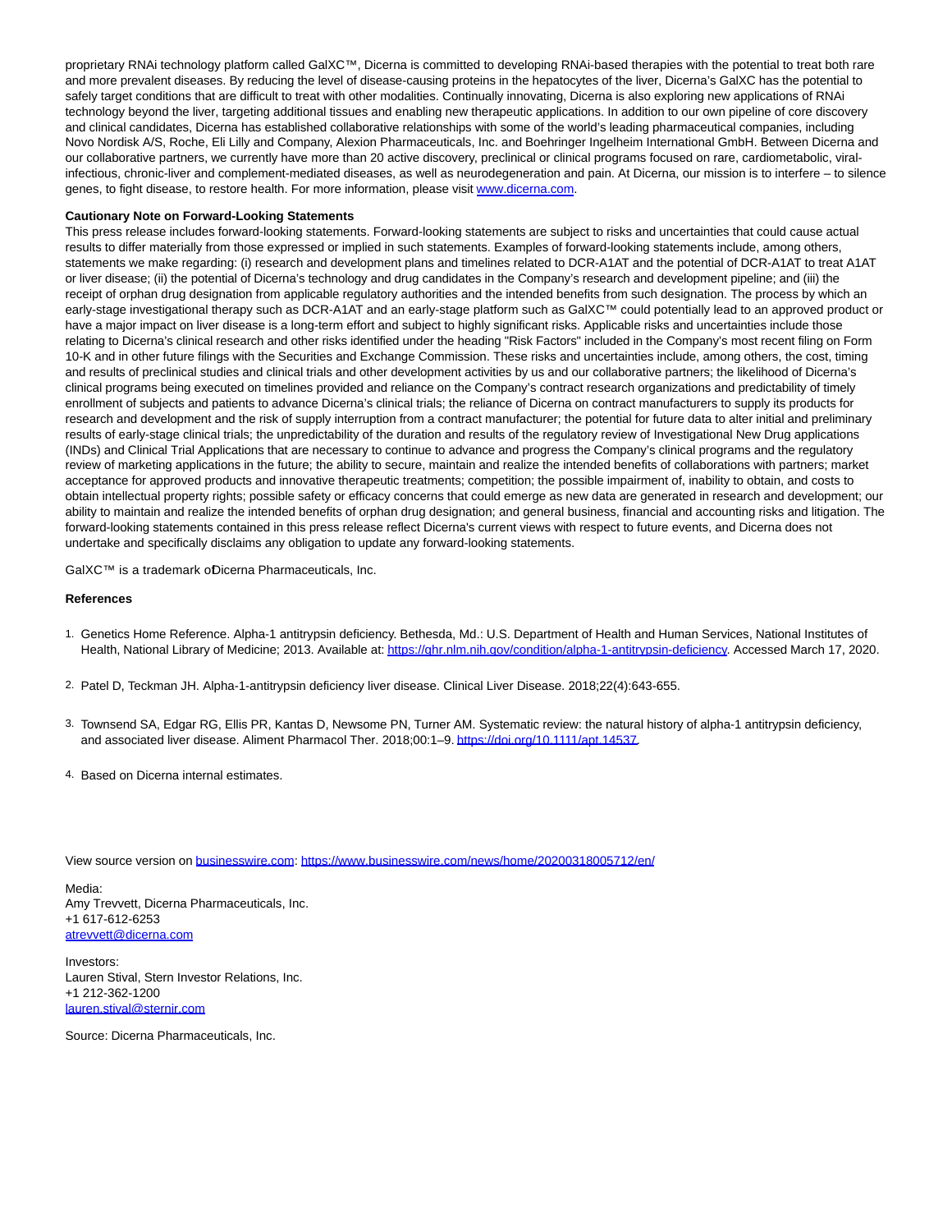proprietary RNAi technology platform called GalXC™, Dicerna is committed to developing RNAi-based therapies with the potential to treat both rare and more prevalent diseases. By reducing the level of disease-causing proteins in the hepatocytes of the liver, Dicerna's GalXC has the potential to safely target conditions that are difficult to treat with other modalities. Continually innovating, Dicerna is also exploring new applications of RNAi technology beyond the liver, targeting additional tissues and enabling new therapeutic applications. In addition to our own pipeline of core discovery and clinical candidates, Dicerna has established collaborative relationships with some of the world's leading pharmaceutical companies, including Novo Nordisk A/S, Roche, Eli Lilly and Company, Alexion Pharmaceuticals, Inc. and Boehringer Ingelheim International GmbH. Between Dicerna and our collaborative partners, we currently have more than 20 active discovery, preclinical or clinical programs focused on rare, cardiometabolic, viral-infectious, chronic-liver and complement-mediated diseases, as well as neurodegeneration and pain. At Dicerna, our mission is to interfere – to silence genes, to fight disease, to restore health. For more information, please visit www.dicerna.com.

**Cautionary Note on Forward-Looking Statements**

This press release includes forward-looking statements. Forward-looking statements are subject to risks and uncertainties that could cause actual results to differ materially from those expressed or implied in such statements. Examples of forward-looking statements include, among others, statements we make regarding: (i) research and development plans and timelines related to DCR-A1AT and the potential of DCR-A1AT to treat A1AT or liver disease; (ii) the potential of Dicerna's technology and drug candidates in the Company's research and development pipeline; and (iii) the receipt of orphan drug designation from applicable regulatory authorities and the intended benefits from such designation. The process by which an early-stage investigational therapy such as DCR-A1AT and an early-stage platform such as GalXC™ could potentially lead to an approved product or have a major impact on liver disease is a long-term effort and subject to highly significant risks. Applicable risks and uncertainties include those relating to Dicerna's clinical research and other risks identified under the heading "Risk Factors" included in the Company's most recent filing on Form 10-K and in other future filings with the Securities and Exchange Commission. These risks and uncertainties include, among others, the cost, timing and results of preclinical studies and clinical trials and other development activities by us and our collaborative partners; the likelihood of Dicerna's clinical programs being executed on timelines provided and reliance on the Company's contract research organizations and predictability of timely enrollment of subjects and patients to advance Dicerna's clinical trials; the reliance of Dicerna on contract manufacturers to supply its products for research and development and the risk of supply interruption from a contract manufacturer; the potential for future data to alter initial and preliminary results of early-stage clinical trials; the unpredictability of the duration and results of the regulatory review of Investigational New Drug applications (INDs) and Clinical Trial Applications that are necessary to continue to advance and progress the Company's clinical programs and the regulatory review of marketing applications in the future; the ability to secure, maintain and realize the intended benefits of collaborations with partners; market acceptance for approved products and innovative therapeutic treatments; competition; the possible impairment of, inability to obtain, and costs to obtain intellectual property rights; possible safety or efficacy concerns that could emerge as new data are generated in research and development; our ability to maintain and realize the intended benefits of orphan drug designation; and general business, financial and accounting risks and litigation. The forward-looking statements contained in this press release reflect Dicerna's current views with respect to future events, and Dicerna does not undertake and specifically disclaims any obligation to update any forward-looking statements.

GalXC™ is a trademark of Dicerna Pharmaceuticals, Inc.

**References**

1. Genetics Home Reference. Alpha-1 antitrypsin deficiency. Bethesda, Md.: U.S. Department of Health and Human Services, National Institutes of Health, National Library of Medicine; 2013. Available at: https://ghr.nlm.nih.gov/condition/alpha-1-antitrypsin-deficiency. Accessed March 17, 2020.
2. Patel D, Teckman JH. Alpha-1-antitrypsin deficiency liver disease. Clinical Liver Disease. 2018;22(4):643-655.
3. Townsend SA, Edgar RG, Ellis PR, Kantas D, Newsome PN, Turner AM. Systematic review: the natural history of alpha-1 antitrypsin deficiency, and associated liver disease. Aliment Pharmacol Ther. 2018;00:1–9. https://doi.org/10.1111/apt.14537.
4. Based on Dicerna internal estimates.

View source version on businesswire.com: https://www.businesswire.com/news/home/20200318005712/en/

Media:
Amy Trevvett, Dicerna Pharmaceuticals, Inc.
+1 617-612-6253
atrevvett@dicerna.com

Investors:
Lauren Stival, Stern Investor Relations, Inc.
+1 212-362-1200
lauren.stival@sternir.com

Source: Dicerna Pharmaceuticals, Inc.